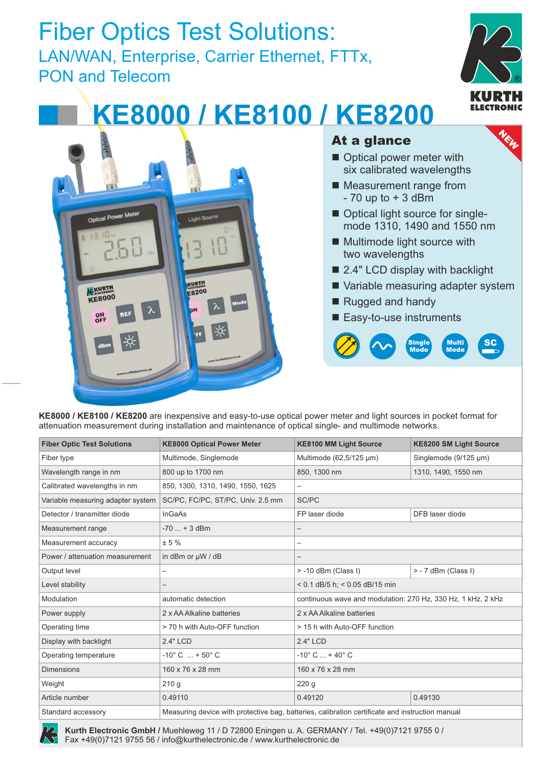# Fiber Optics Test Solutions:

## LAN/WAN, Enterprise, Carrier Ethernet, FTTx, PON and Telecom

# KE8000 / KE8100 / KE8200

## At a glance

NEW

- Optical power meter with six calibrated wavelengths
- Measurement range from - 70 up to + 3 dBm
- Optical light source for single-mode 1310, 1490 and 1550 nm
- Multimode light source with two wavelengths
- 2.4" LCD display with backlight
- Variable measuring adapter system
- Rugged and handy
- Easy-to-use instruments

Single Mode · Multi Mode · SC

**KE8000 / KE8100 / KE8200** are inexpensive and easy-to-use optical power meter and light sources in pocket format for attenuation measurement during installation and maintenance of optical single- and multimode networks.

| Fiber Optic Test Solutions | KE8000 Optical Power Meter | KE8100 MM Light Source | KE8200 SM Light Source |
|---|---|---|---|
| Fiber type | Multimode, Singlemode | Multimode (62,5/125 µm) | Singlemode (9/125 µm) |
| Wavelength range in nm | 800 up to 1700 nm | 850, 1300 nm | 1310, 1490, 1550 nm |
| Calibrated wavelengths in nm | 850, 1300, 1310, 1490, 1550, 1625 | – | |
| Variable measuring adapter system | SC/PC, FC/PC, ST/PC, Univ. 2.5 mm | SC/PC | |
| Detector / transmitter diode | InGaAs | FP laser diode | DFB laser diode |
| Measurement range | -70 ... + 3 dBm | – | |
| Measurement accuracy | ± 5 % | – | |
| Power / attenuation measurement | in dBm or µW / dB | – | |
| Output level | – | > -10 dBm (Class I) | > - 7 dBm (Class I) |
| Level stability | – | < 0.1 dB/5 h; < 0.05 dB/15 min | |
| Modulation | automatic detection | continuous wave and modulation: 270 Hz, 330 Hz, 1 kHz, 2 kHz | |
| Power supply | 2 x AA Alkaline batteries | 2 x AA Alkaline batteries | |
| Operating time | > 70 h with Auto-OFF function | > 15 h with Auto-OFF function | |
| Display with backlight | 2.4" LCD | 2.4" LCD | |
| Operating temperature | -10° C ... + 50° C | -10° C ... + 40° C | |
| Dimensions | 160 x 76 x 28 mm | 160 x 76 x 28 mm | |
| Weight | 210 g | 220 g | |
| Article number | 0.49110 | 0.49120 | 0.49130 |
| Standard accessory | Measuring device with protective bag, batteries, calibration certificate and instruction manual | | |

**Kurth Electronic GmbH /** Muehleweg 11 / D 72800 Eningen u. A. GERMANY / Tel. +49(0)7121 9755 0 / Fax +49(0)7121 9755 56 / info@kurthelectronic.de / www.kurthelectronic.de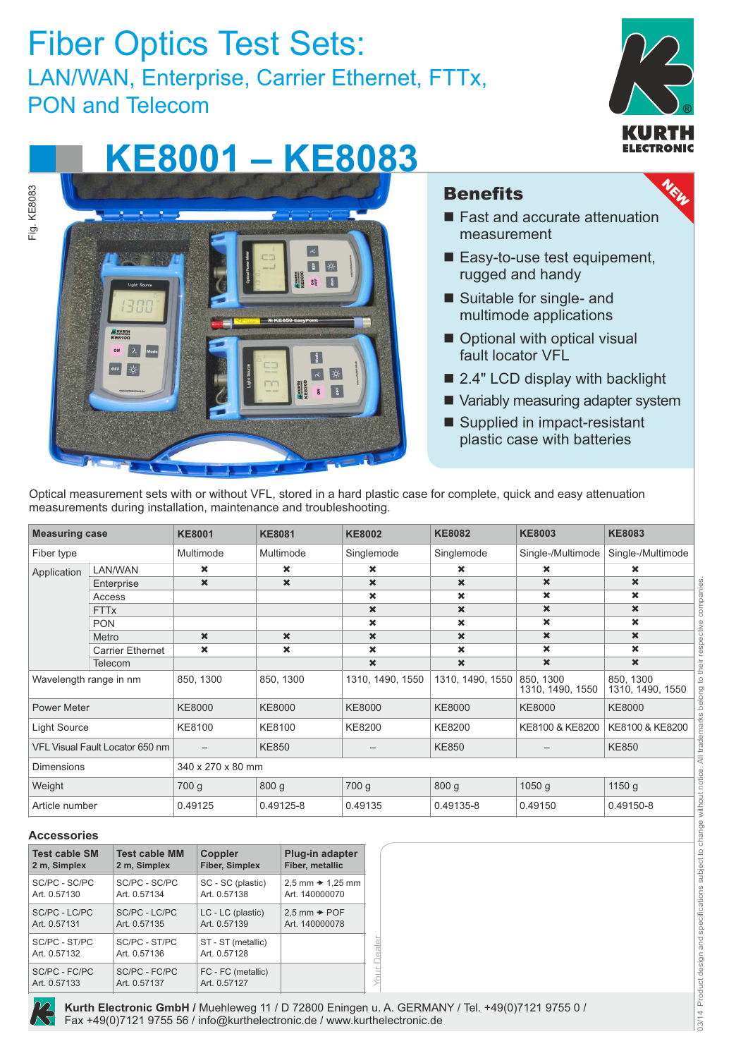# Fiber Optics Test Sets:

## LAN/WAN, Enterprise, Carrier Ethernet, FTTx, PON and Telecom

KURTH ELECTRONIC

# KE8001 – KE8083

Fig. KE8083

## Benefits

NEW

- Fast and accurate attenuation measurement
- Easy-to-use test equipement, rugged and handy
- Suitable for single- and multimode applications
- Optional with optical visual fault locator VFL
- 2.4" LCD display with backlight
- Variably measuring adapter system
- Supplied in impact-resistant plastic case with batteries

Optical measurement sets with or without VFL, stored in a hard plastic case for complete, quick and easy attenuation measurements during installation, maintenance and troubleshooting.

| Measuring case | | KE8001 | KE8081 | KE8002 | KE8082 | KE8003 | KE8083 |
|---|---|---|---|---|---|---|---|
| Fiber type | | Multimode | Multimode | Singlemode | Singlemode | Single-/Multimode | Single-/Multimode |
| Application | LAN/WAN | ✖ | ✖ | ✖ | ✖ | ✖ | ✖ |
| | Enterprise | ✖ | ✖ | ✖ | ✖ | ✖ | ✖ |
| | Access | | | ✖ | ✖ | ✖ | ✖ |
| | FTTx | | | ✖ | ✖ | ✖ | ✖ |
| | PON | | | ✖ | ✖ | ✖ | ✖ |
| | Metro | ✖ | ✖ | ✖ | ✖ | ✖ | ✖ |
| | Carrier Ethernet | ✖ | ✖ | ✖ | ✖ | ✖ | ✖ |
| | Telecom | | | ✖ | ✖ | ✖ | ✖ |
| Wavelength range in nm | | 850, 1300 | 850, 1300 | 1310, 1490, 1550 | 1310, 1490, 1550 | 850, 1300<br>1310, 1490, 1550 | 850, 1300<br>1310, 1490, 1550 |
| Power Meter | | KE8000 | KE8000 | KE8000 | KE8000 | KE8000 | KE8000 |
| Light Source | | KE8100 | KE8100 | KE8200 | KE8200 | KE8100 & KE8200 | KE8100 & KE8200 |
| VFL Visual Fault Locator 650 nm | | – | KE850 | – | KE850 | – | KE850 |
| Dimensions | | 340 x 270 x 80 mm | | | | | |
| Weight | | 700 g | 800 g | 700 g | 800 g | 1050 g | 1150 g |
| Article number | | 0.49125 | 0.49125-8 | 0.49135 | 0.49135-8 | 0.49150 | 0.49150-8 |

### Accessories

| Test cable SM<br>2 m, Simplex | Test cable MM<br>2 m, Simplex | Coppler<br>Fiber, Simplex | Plug-in adapter<br>Fiber, metallic |
|---|---|---|---|
| SC/PC - SC/PC<br>Art. 0.57130 | SC/PC - SC/PC<br>Art. 0.57134 | SC - SC (plastic)<br>Art. 0.57138 | 2,5 mm → 1,25 mm<br>Art. 140000070 |
| SC/PC - LC/PC<br>Art. 0.57131 | SC/PC - LC/PC<br>Art. 0.57135 | LC - LC (plastic)<br>Art. 0.57139 | 2,5 mm → POF<br>Art. 140000078 |
| SC/PC - ST/PC<br>Art. 0.57132 | SC/PC - ST/PC<br>Art. 0.57136 | ST - ST (metallic)<br>Art. 0.57128 | |
| SC/PC - FC/PC<br>Art. 0.57133 | SC/PC - FC/PC<br>Art. 0.57137 | FC - FC (metallic)<br>Art. 0.57127 | |

Your Dealer

**Kurth Electronic GmbH** / Muehleweg 11 / D 72800 Eningen u. A. GERMANY / Tel. +49(0)7121 9755 0 / Fax +49(0)7121 9755 56 / info@kurthelectronic.de / www.kurthelectronic.de

03/14 Product design and specifications subject to change without notice. All trademarks belong to their respective companies.